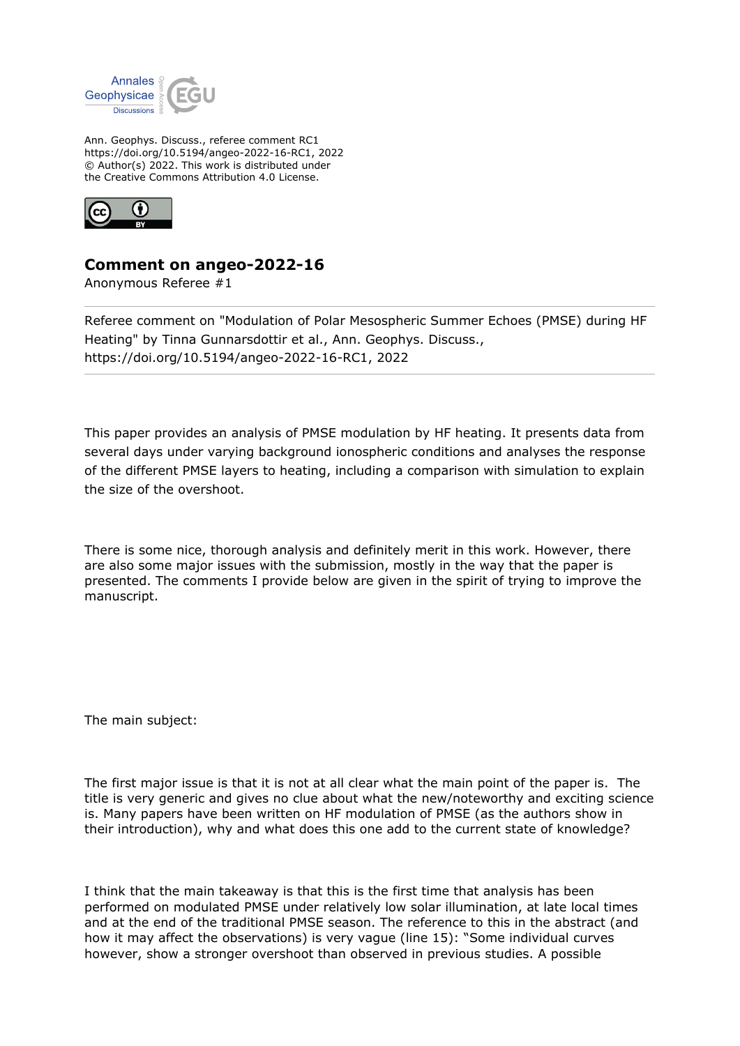Ann. Geophys. Discuss., referee comment RC1
https://doi.org/10.5194/angeo-2022-16-RC1, 2022
© Author(s) 2022. This work is distributed under
the Creative Commons Attribution 4.0 License.

## Comment on angeo-2022-16

Anonymous Referee #1

Referee comment on "Modulation of Polar Mesospheric Summer Echoes (PMSE) during HF Heating" by Tinna Gunnarsdottir et al., Ann. Geophys. Discuss., https://doi.org/10.5194/angeo-2022-16-RC1, 2022

This paper provides an analysis of PMSE modulation by HF heating. It presents data from several days under varying background ionospheric conditions and analyses the response of the different PMSE layers to heating, including a comparison with simulation to explain the size of the overshoot.

There is some nice, thorough analysis and definitely merit in this work. However, there are also some major issues with the submission, mostly in the way that the paper is presented. The comments I provide below are given in the spirit of trying to improve the manuscript.

The main subject:

The first major issue is that it is not at all clear what the main point of the paper is. The title is very generic and gives no clue about what the new/noteworthy and exciting science is. Many papers have been written on HF modulation of PMSE (as the authors show in their introduction), why and what does this one add to the current state of knowledge?

I think that the main takeaway is that this is the first time that analysis has been performed on modulated PMSE under relatively low solar illumination, at late local times and at the end of the traditional PMSE season. The reference to this in the abstract (and how it may affect the observations) is very vague (line 15): "Some individual curves however, show a stronger overshoot than observed in previous studies. A possible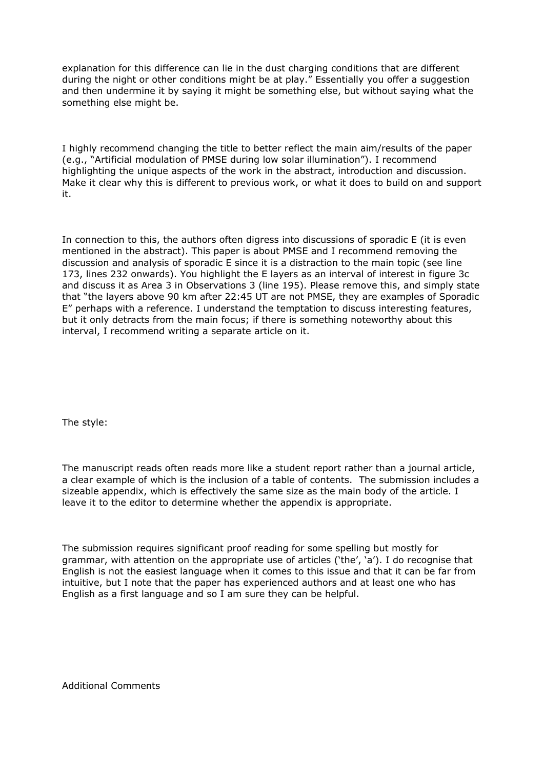explanation for this difference can lie in the dust charging conditions that are different during the night or other conditions might be at play." Essentially you offer a suggestion and then undermine it by saying it might be something else, but without saying what the something else might be.

I highly recommend changing the title to better reflect the main aim/results of the paper (e.g., "Artificial modulation of PMSE during low solar illumination"). I recommend highlighting the unique aspects of the work in the abstract, introduction and discussion. Make it clear why this is different to previous work, or what it does to build on and support it.

In connection to this, the authors often digress into discussions of sporadic E (it is even mentioned in the abstract). This paper is about PMSE and I recommend removing the discussion and analysis of sporadic E since it is a distraction to the main topic (see line 173, lines 232 onwards). You highlight the E layers as an interval of interest in figure 3c and discuss it as Area 3 in Observations 3 (line 195). Please remove this, and simply state that "the layers above 90 km after 22:45 UT are not PMSE, they are examples of Sporadic E" perhaps with a reference. I understand the temptation to discuss interesting features, but it only detracts from the main focus; if there is something noteworthy about this interval, I recommend writing a separate article on it.

The style:

The manuscript reads often reads more like a student report rather than a journal article, a clear example of which is the inclusion of a table of contents. The submission includes a sizeable appendix, which is effectively the same size as the main body of the article. I leave it to the editor to determine whether the appendix is appropriate.

The submission requires significant proof reading for some spelling but mostly for grammar, with attention on the appropriate use of articles ('the', 'a'). I do recognise that English is not the easiest language when it comes to this issue and that it can be far from intuitive, but I note that the paper has experienced authors and at least one who has English as a first language and so I am sure they can be helpful.

Additional Comments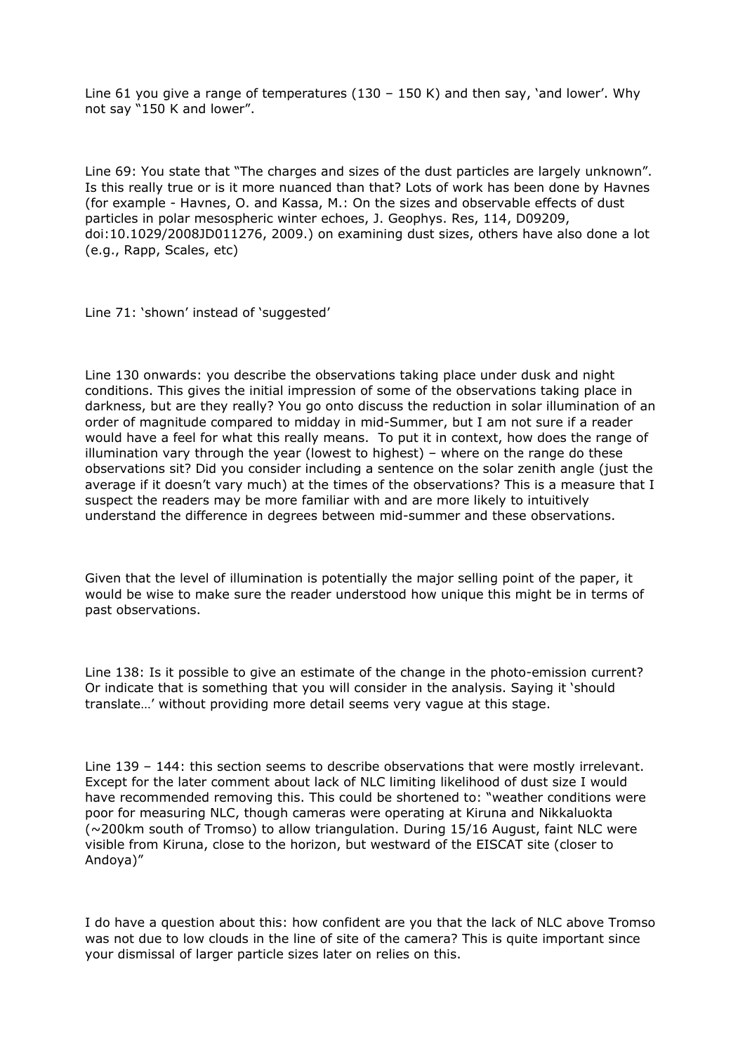Line 61 you give a range of temperatures (130 – 150 K) and then say, 'and lower'. Why not say "150 K and lower".

Line 69: You state that "The charges and sizes of the dust particles are largely unknown". Is this really true or is it more nuanced than that? Lots of work has been done by Havnes (for example - Havnes, O. and Kassa, M.: On the sizes and observable effects of dust particles in polar mesospheric winter echoes, J. Geophys. Res, 114, D09209, doi:10.1029/2008JD011276, 2009.) on examining dust sizes, others have also done a lot (e.g., Rapp, Scales, etc)

Line 71: 'shown' instead of 'suggested'

Line 130 onwards: you describe the observations taking place under dusk and night conditions. This gives the initial impression of some of the observations taking place in darkness, but are they really? You go onto discuss the reduction in solar illumination of an order of magnitude compared to midday in mid-Summer, but I am not sure if a reader would have a feel for what this really means. To put it in context, how does the range of illumination vary through the year (lowest to highest) – where on the range do these observations sit? Did you consider including a sentence on the solar zenith angle (just the average if it doesn't vary much) at the times of the observations? This is a measure that I suspect the readers may be more familiar with and are more likely to intuitively understand the difference in degrees between mid-summer and these observations.

Given that the level of illumination is potentially the major selling point of the paper, it would be wise to make sure the reader understood how unique this might be in terms of past observations.

Line 138: Is it possible to give an estimate of the change in the photo-emission current? Or indicate that is something that you will consider in the analysis. Saying it 'should translate…' without providing more detail seems very vague at this stage.

Line 139 – 144: this section seems to describe observations that were mostly irrelevant. Except for the later comment about lack of NLC limiting likelihood of dust size I would have recommended removing this. This could be shortened to: "weather conditions were poor for measuring NLC, though cameras were operating at Kiruna and Nikkaluokta (~200km south of Tromso) to allow triangulation. During 15/16 August, faint NLC were visible from Kiruna, close to the horizon, but westward of the EISCAT site (closer to Andoya)"

I do have a question about this: how confident are you that the lack of NLC above Tromso was not due to low clouds in the line of site of the camera? This is quite important since your dismissal of larger particle sizes later on relies on this.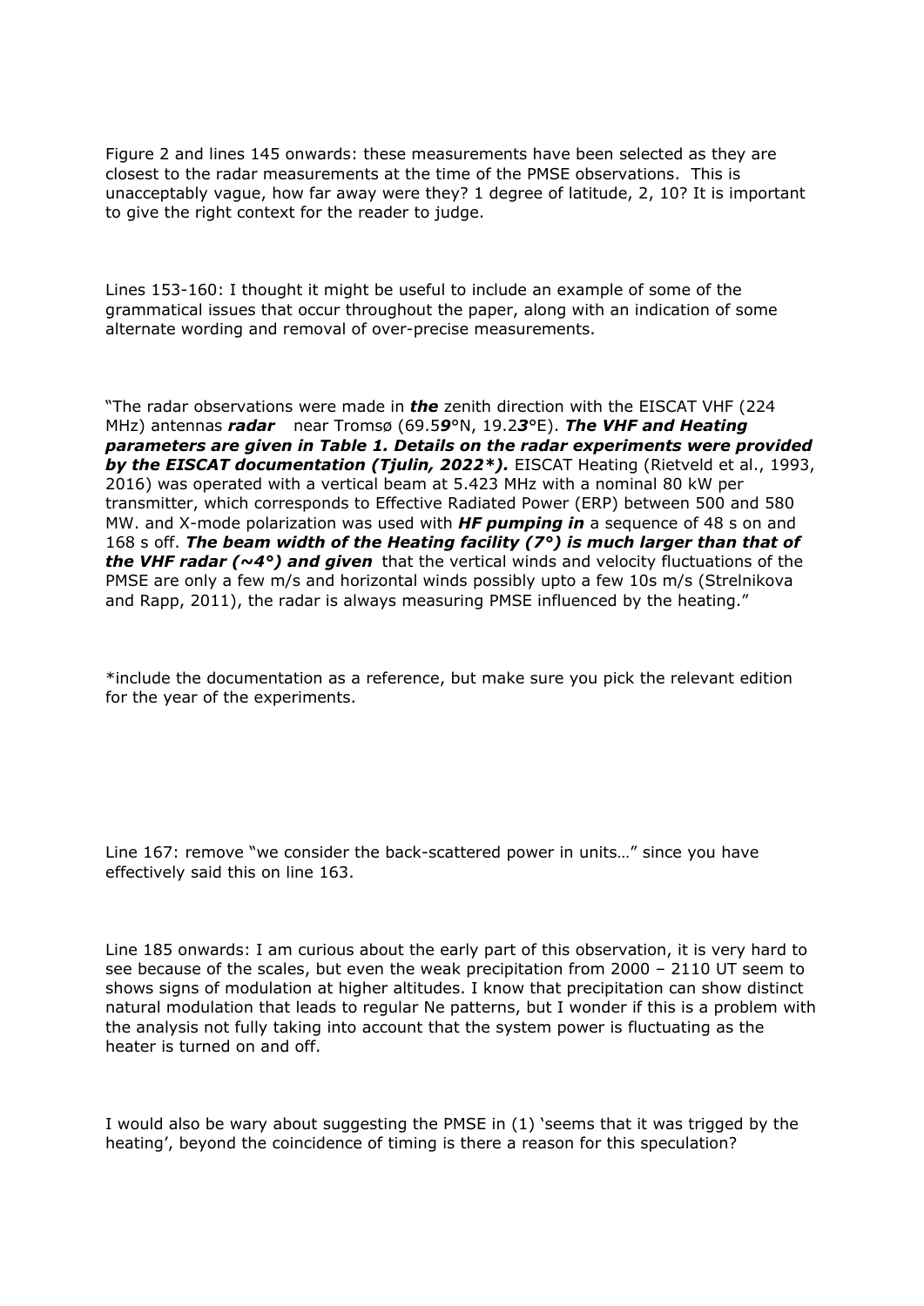Figure 2 and lines 145 onwards: these measurements have been selected as they are closest to the radar measurements at the time of the PMSE observations. This is unacceptably vague, how far away were they? 1 degree of latitude, 2, 10? It is important to give the right context for the reader to judge.

Lines 153-160: I thought it might be useful to include an example of some of the grammatical issues that occur throughout the paper, along with an indication of some alternate wording and removal of over-precise measurements.

"The radar observations were made in ***the*** zenith direction with the EISCAT VHF (224 MHz) antennas ***radar*** near Tromsø (69.5***9***°N, 19.2***3***°E). ***The VHF and Heating parameters are given in Table 1. Details on the radar experiments were provided by the EISCAT documentation (Tjulin, 2022\*).*** EISCAT Heating (Rietveld et al., 1993, 2016) was operated with a vertical beam at 5.423 MHz with a nominal 80 kW per transmitter, which corresponds to Effective Radiated Power (ERP) between 500 and 580 MW. and X-mode polarization was used with ***HF pumping in*** a sequence of 48 s on and 168 s off. ***The beam width of the Heating facility (7°) is much larger than that of the VHF radar (~4°) and given*** that the vertical winds and velocity fluctuations of the PMSE are only a few m/s and horizontal winds possibly upto a few 10s m/s (Strelnikova and Rapp, 2011), the radar is always measuring PMSE influenced by the heating."

*include the documentation as a reference, but make sure you pick the relevant edition for the year of the experiments.

Line 167: remove "we consider the back-scattered power in units…" since you have effectively said this on line 163.

Line 185 onwards: I am curious about the early part of this observation, it is very hard to see because of the scales, but even the weak precipitation from 2000 – 2110 UT seem to shows signs of modulation at higher altitudes. I know that precipitation can show distinct natural modulation that leads to regular Ne patterns, but I wonder if this is a problem with the analysis not fully taking into account that the system power is fluctuating as the heater is turned on and off.

I would also be wary about suggesting the PMSE in (1) 'seems that it was trigged by the heating', beyond the coincidence of timing is there a reason for this speculation?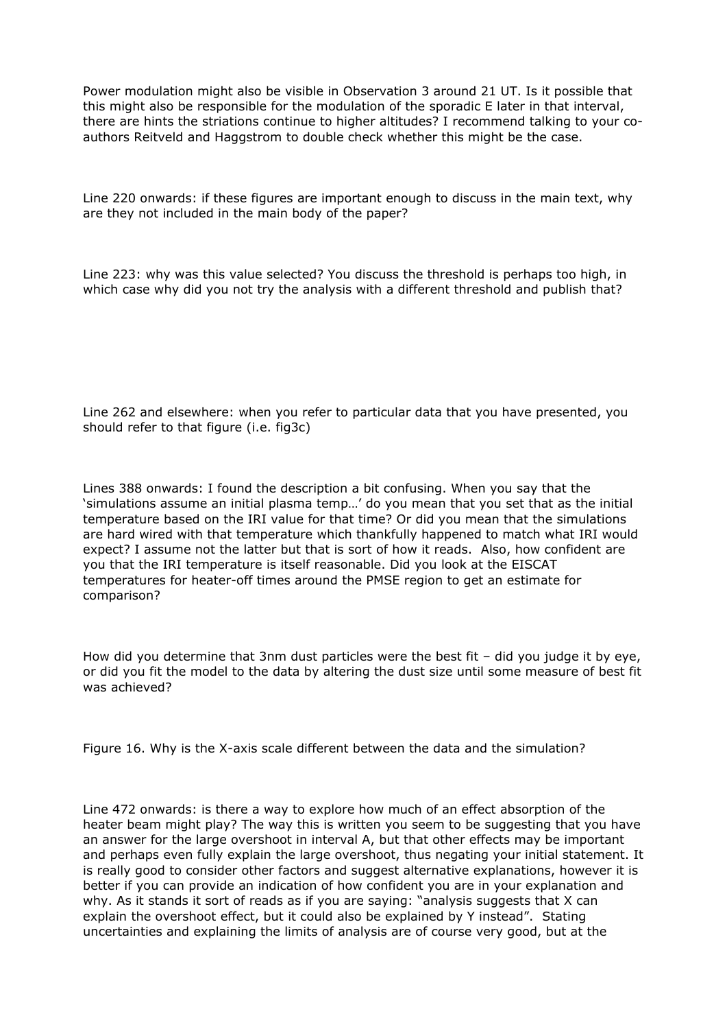Power modulation might also be visible in Observation 3 around 21 UT. Is it possible that this might also be responsible for the modulation of the sporadic E later in that interval, there are hints the striations continue to higher altitudes? I recommend talking to your co-authors Reitveld and Haggstrom to double check whether this might be the case.

Line 220 onwards: if these figures are important enough to discuss in the main text, why are they not included in the main body of the paper?

Line 223: why was this value selected? You discuss the threshold is perhaps too high, in which case why did you not try the analysis with a different threshold and publish that?

Line 262 and elsewhere: when you refer to particular data that you have presented, you should refer to that figure (i.e. fig3c)

Lines 388 onwards: I found the description a bit confusing. When you say that the 'simulations assume an initial plasma temp…' do you mean that you set that as the initial temperature based on the IRI value for that time? Or did you mean that the simulations are hard wired with that temperature which thankfully happened to match what IRI would expect? I assume not the latter but that is sort of how it reads. Also, how confident are you that the IRI temperature is itself reasonable. Did you look at the EISCAT temperatures for heater-off times around the PMSE region to get an estimate for comparison?

How did you determine that 3nm dust particles were the best fit – did you judge it by eye, or did you fit the model to the data by altering the dust size until some measure of best fit was achieved?

Figure 16. Why is the X-axis scale different between the data and the simulation?

Line 472 onwards: is there a way to explore how much of an effect absorption of the heater beam might play? The way this is written you seem to be suggesting that you have an answer for the large overshoot in interval A, but that other effects may be important and perhaps even fully explain the large overshoot, thus negating your initial statement. It is really good to consider other factors and suggest alternative explanations, however it is better if you can provide an indication of how confident you are in your explanation and why. As it stands it sort of reads as if you are saying: "analysis suggests that X can explain the overshoot effect, but it could also be explained by Y instead". Stating uncertainties and explaining the limits of analysis are of course very good, but at the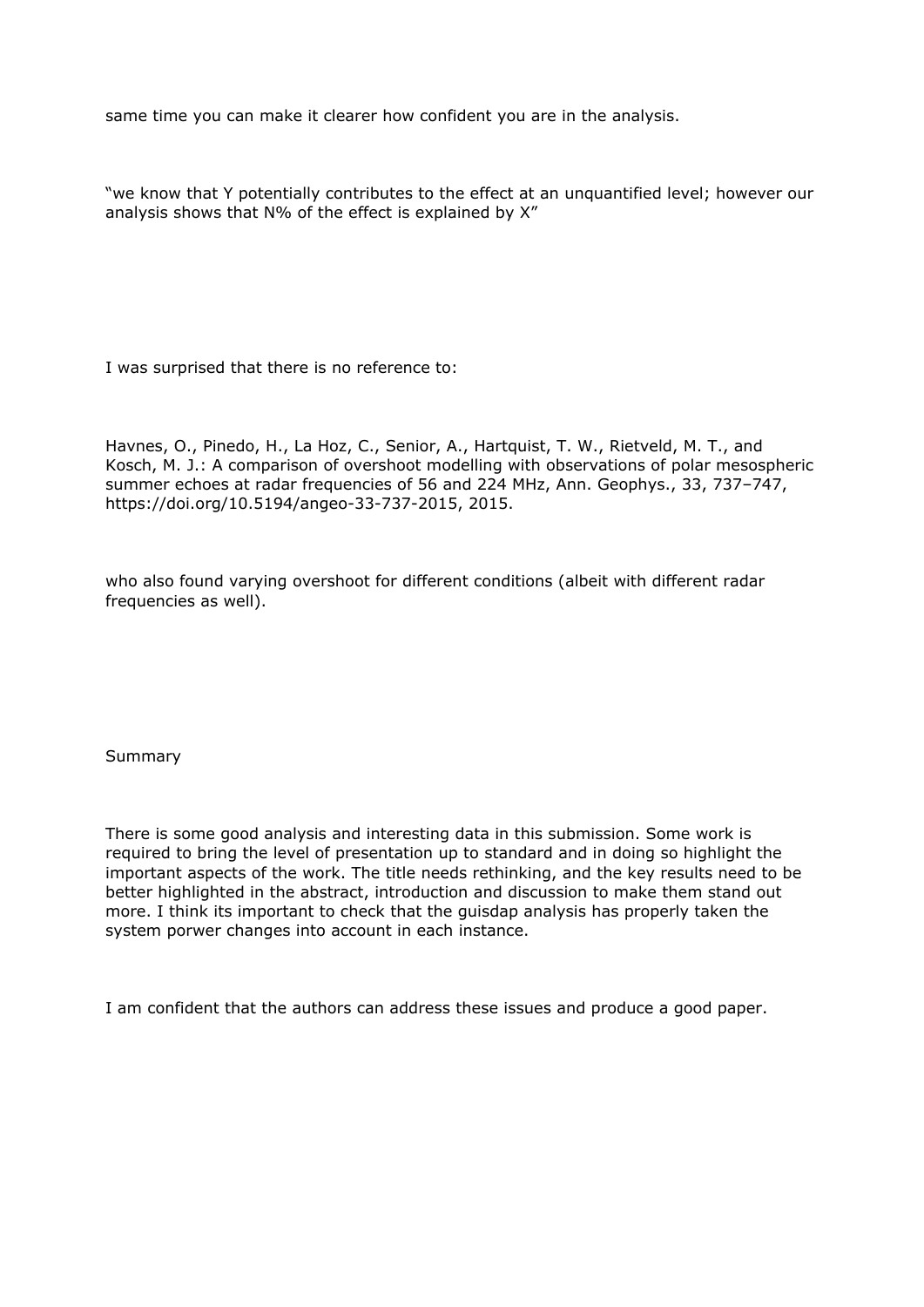same time you can make it clearer how confident you are in the analysis.

"we know that Y potentially contributes to the effect at an unquantified level; however our analysis shows that N% of the effect is explained by X"

I was surprised that there is no reference to:

Havnes, O., Pinedo, H., La Hoz, C., Senior, A., Hartquist, T. W., Rietveld, M. T., and Kosch, M. J.: A comparison of overshoot modelling with observations of polar mesospheric summer echoes at radar frequencies of 56 and 224 MHz, Ann. Geophys., 33, 737–747, https://doi.org/10.5194/angeo-33-737-2015, 2015.

who also found varying overshoot for different conditions (albeit with different radar frequencies as well).

Summary

There is some good analysis and interesting data in this submission. Some work is required to bring the level of presentation up to standard and in doing so highlight the important aspects of the work. The title needs rethinking, and the key results need to be better highlighted in the abstract, introduction and discussion to make them stand out more. I think its important to check that the guisdap analysis has properly taken the system porwer changes into account in each instance.

I am confident that the authors can address these issues and produce a good paper.